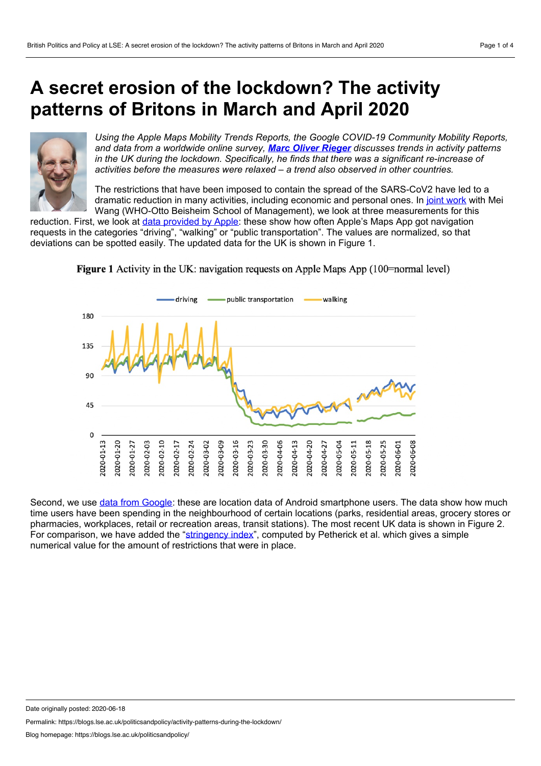# A secret erosion of the lockdown? The activity patterns of Britons in March and April 2020

*Using the Apple Maps Mobility Trends Reports, the Google COVID-19 Community Mobility Reports, and data from a worldwide online survey, **Marc Oliver Rieger** discusses trends in activity patterns in the UK during the lockdown. Specifically, he finds that there was a significant re-increase of activities before the measures were relaxed – a trend also observed in other countries.*

The restrictions that have been imposed to contain the spread of the SARS-CoV2 have led to a dramatic reduction in many activities, including economic and personal ones. In joint work with Mei Wang (WHO-Otto Beisheim School of Management), we look at three measurements for this reduction. First, we look at data provided by Apple: these show how often Apple's Maps App got navigation requests in the categories "driving", "walking" or "public transportation". The values are normalized, so that deviations can be spotted easily. The updated data for the UK is shown in Figure 1.

**Figure 1** Activity in the UK: navigation requests on Apple Maps App (100=normal level)

Second, we use data from Google: these are location data of Android smartphone users. The data show how much time users have been spending in the neighbourhood of certain locations (parks, residential areas, grocery stores or pharmacies, workplaces, retail or recreation areas, transit stations). The most recent UK data is shown in Figure 2. For comparison, we have added the "stringency index", computed by Petherick et al. which gives a simple numerical value for the amount of restrictions that were in place.

Date originally posted: 2020-06-18

Permalink: https://blogs.lse.ac.uk/politicsandpolicy/activity-patterns-during-the-lockdown/

Blog homepage: https://blogs.lse.ac.uk/politicsandpolicy/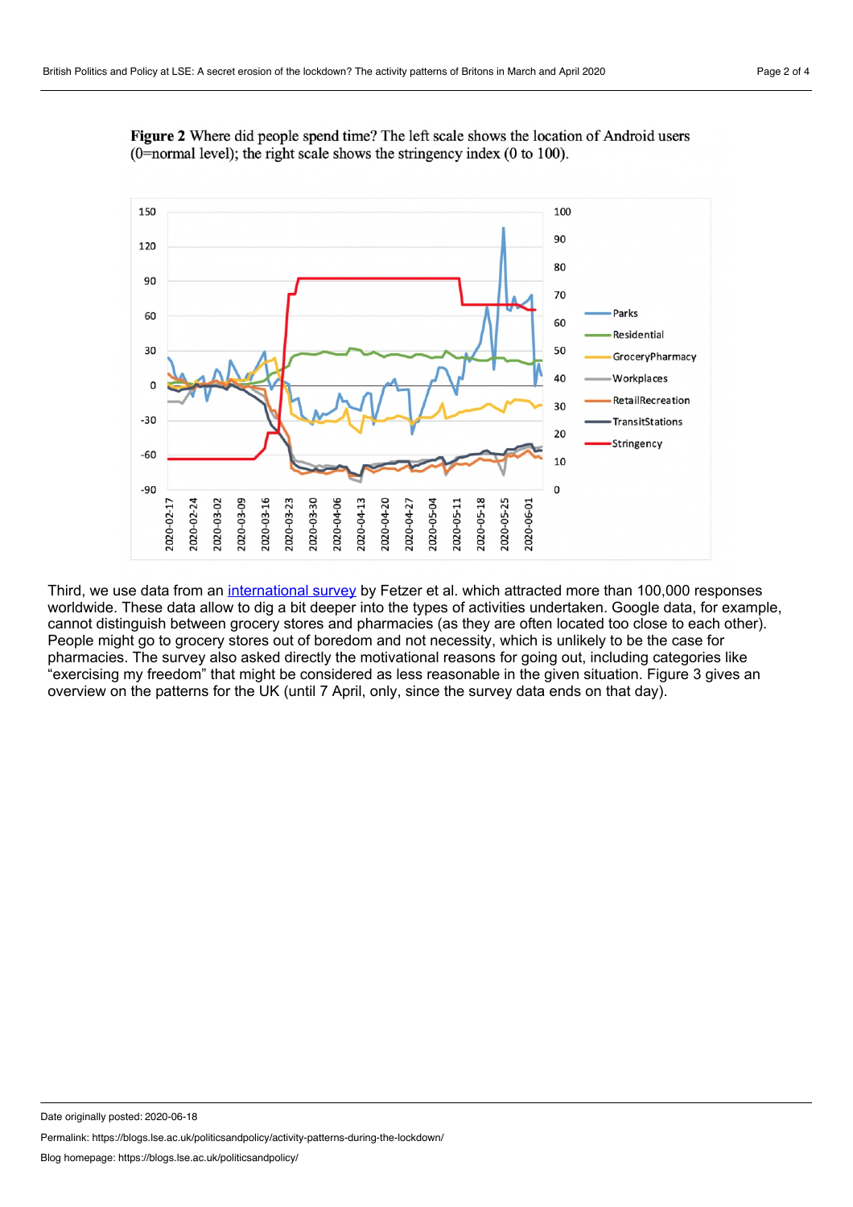**Figure 2** Where did people spend time? The left scale shows the location of Android users (0=normal level); the right scale shows the stringency index (0 to 100).

Third, we use data from an international survey by Fetzer et al. which attracted more than 100,000 responses worldwide. These data allow to dig a bit deeper into the types of activities undertaken. Google data, for example, cannot distinguish between grocery stores and pharmacies (as they are often located too close to each other). People might go to grocery stores out of boredom and not necessity, which is unlikely to be the case for pharmacies. The survey also asked directly the motivational reasons for going out, including categories like "exercising my freedom" that might be considered as less reasonable in the given situation. Figure 3 gives an overview on the patterns for the UK (until 7 April, only, since the survey data ends on that day).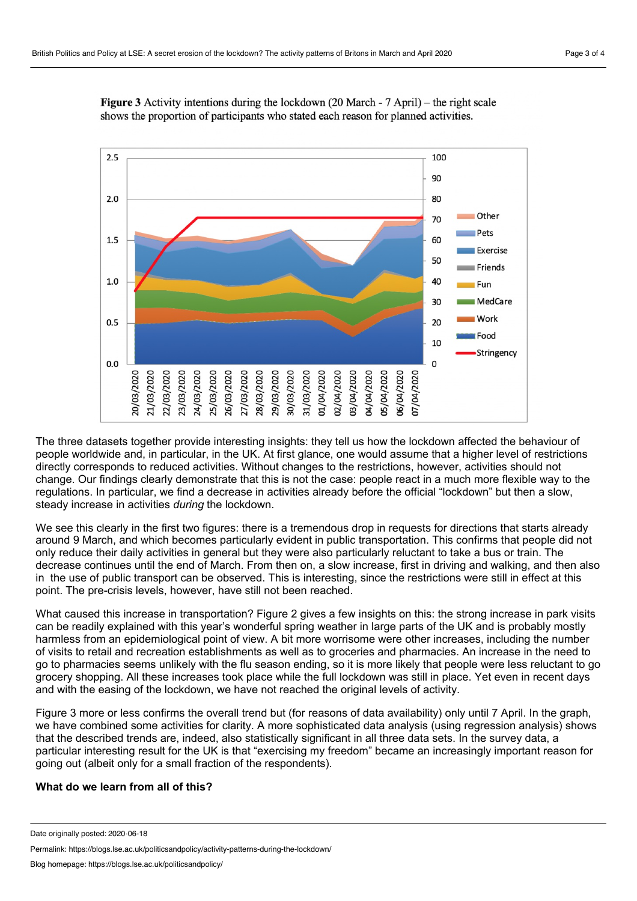**Figure 3** Activity intentions during the lockdown (20 March - 7 April) – the right scale shows the proportion of participants who stated each reason for planned activities.

The three datasets together provide interesting insights: they tell us how the lockdown affected the behaviour of people worldwide and, in particular, in the UK. At first glance, one would assume that a higher level of restrictions directly corresponds to reduced activities. Without changes to the restrictions, however, activities should not change. Our findings clearly demonstrate that this is not the case: people react in a much more flexible way to the regulations. In particular, we find a decrease in activities already before the official "lockdown" but then a slow, steady increase in activities *during* the lockdown.

We see this clearly in the first two figures: there is a tremendous drop in requests for directions that starts already around 9 March, and which becomes particularly evident in public transportation. This confirms that people did not only reduce their daily activities in general but they were also particularly reluctant to take a bus or train. The decrease continues until the end of March. From then on, a slow increase, first in driving and walking, and then also in the use of public transport can be observed. This is interesting, since the restrictions were still in effect at this point. The pre-crisis levels, however, have still not been reached.

What caused this increase in transportation? Figure 2 gives a few insights on this: the strong increase in park visits can be readily explained with this year's wonderful spring weather in large parts of the UK and is probably mostly harmless from an epidemiological point of view. A bit more worrisome were other increases, including the number of visits to retail and recreation establishments as well as to groceries and pharmacies. An increase in the need to go to pharmacies seems unlikely with the flu season ending, so it is more likely that people were less reluctant to go grocery shopping. All these increases took place while the full lockdown was still in place. Yet even in recent days and with the easing of the lockdown, we have not reached the original levels of activity.

Figure 3 more or less confirms the overall trend but (for reasons of data availability) only until 7 April. In the graph, we have combined some activities for clarity. A more sophisticated data analysis (using regression analysis) shows that the described trends are, indeed, also statistically significant in all three data sets. In the survey data, a particular interesting result for the UK is that "exercising my freedom" became an increasingly important reason for going out (albeit only for a small fraction of the respondents).

### What do we learn from all of this?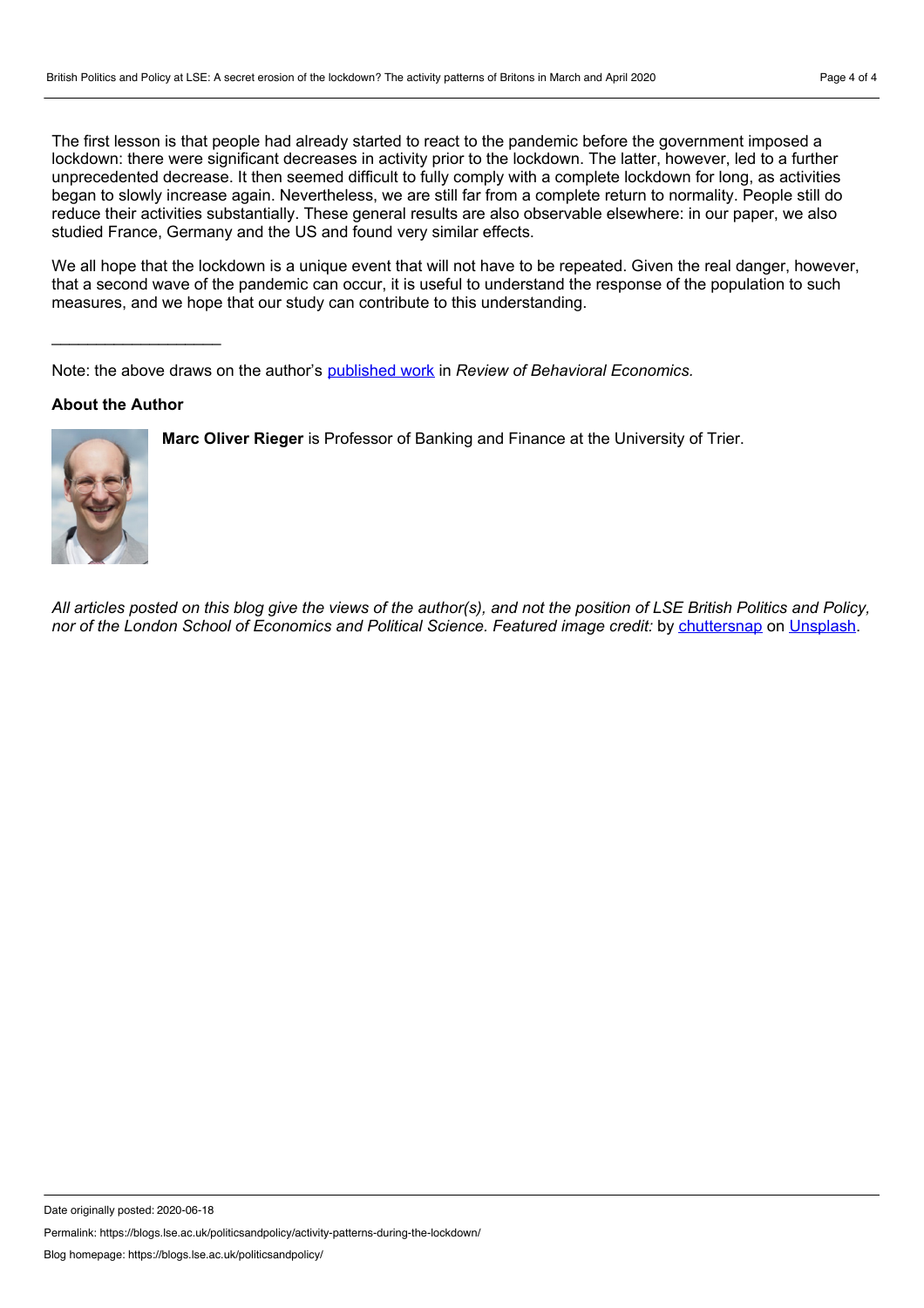The first lesson is that people had already started to react to the pandemic before the government imposed a lockdown: there were significant decreases in activity prior to the lockdown. The latter, however, led to a further unprecedented decrease. It then seemed difficult to fully comply with a complete lockdown for long, as activities began to slowly increase again. Nevertheless, we are still far from a complete return to normality. People still do reduce their activities substantially. These general results are also observable elsewhere: in our paper, we also studied France, Germany and the US and found very similar effects.

We all hope that the lockdown is a unique event that will not have to be repeated. Given the real danger, however, that a second wave of the pandemic can occur, it is useful to understand the response of the population to such measures, and we hope that our study can contribute to this understanding.

___________________

Note: the above draws on the author's published work in *Review of Behavioral Economics.*

**About the Author**

**Marc Oliver Rieger** is Professor of Banking and Finance at the University of Trier.

*All articles posted on this blog give the views of the author(s), and not the position of LSE British Politics and Policy, nor of the London School of Economics and Political Science. Featured image credit:* by chuttersnap on Unsplash.

Date originally posted: 2020-06-18

Permalink: https://blogs.lse.ac.uk/politicsandpolicy/activity-patterns-during-the-lockdown/

Blog homepage: https://blogs.lse.ac.uk/politicsandpolicy/